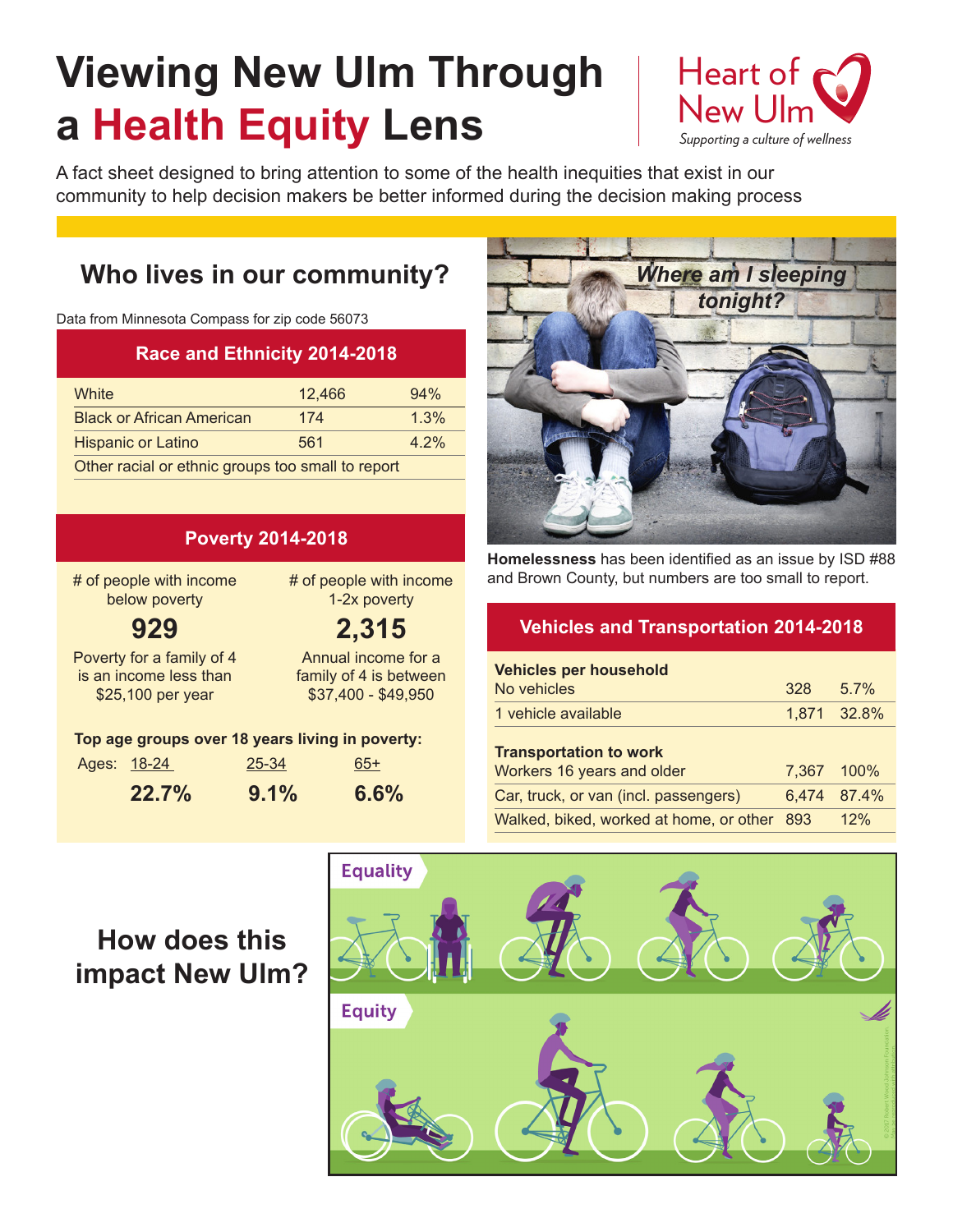# Viewing New Ulm Through a Health Equity Lens

Heart of New Ulm
*Supporting a culture of wellness*

A fact sheet designed to bring attention to some of the health inequities that exist in our community to help decision makers be better informed during the decision making process

## Who lives in our community?

Data from Minnesota Compass for zip code 56073

| Race and Ethnicity 2014-2018 | | |
|---|---|---|
| White | 12,466 | 94% |
| Black or African American | 174 | 1.3% |
| Hispanic or Latino | 561 | 4.2% |
| Other racial or ethnic groups too small to report | | |

### Poverty 2014-2018

| # of people with income below poverty | # of people with income 1-2x poverty |
|---|---|
| **929** | **2,315** |
| Poverty for a family of 4 is an income less than $25,100 per year | Annual income for a family of 4 is between $37,400 - $49,950 |

**Top age groups over 18 years living in poverty:**

| Ages: | 18-24 | 25-34 | 65+ |
|---|---|---|---|
| | **22.7%** | **9.1%** | **6.6%** |

*Where am I sleeping tonight?*

**Homelessness** has been identified as an issue by ISD #88 and Brown County, but numbers are too small to report.

| Vehicles and Transportation 2014-2018 | | |
|---|---|---|
| **Vehicles per household** | | |
| No vehicles | 328 | 5.7% |
| 1 vehicle available | 1,871 | 32.8% |
| **Transportation to work** | | |
| Workers 16 years and older | 7,367 | 100% |
| Car, truck, or van (incl. passengers) | 6,474 | 87.4% |
| Walked, biked, worked at home, or other | 893 | 12% |

## How does this impact New Ulm?

Equality

Equity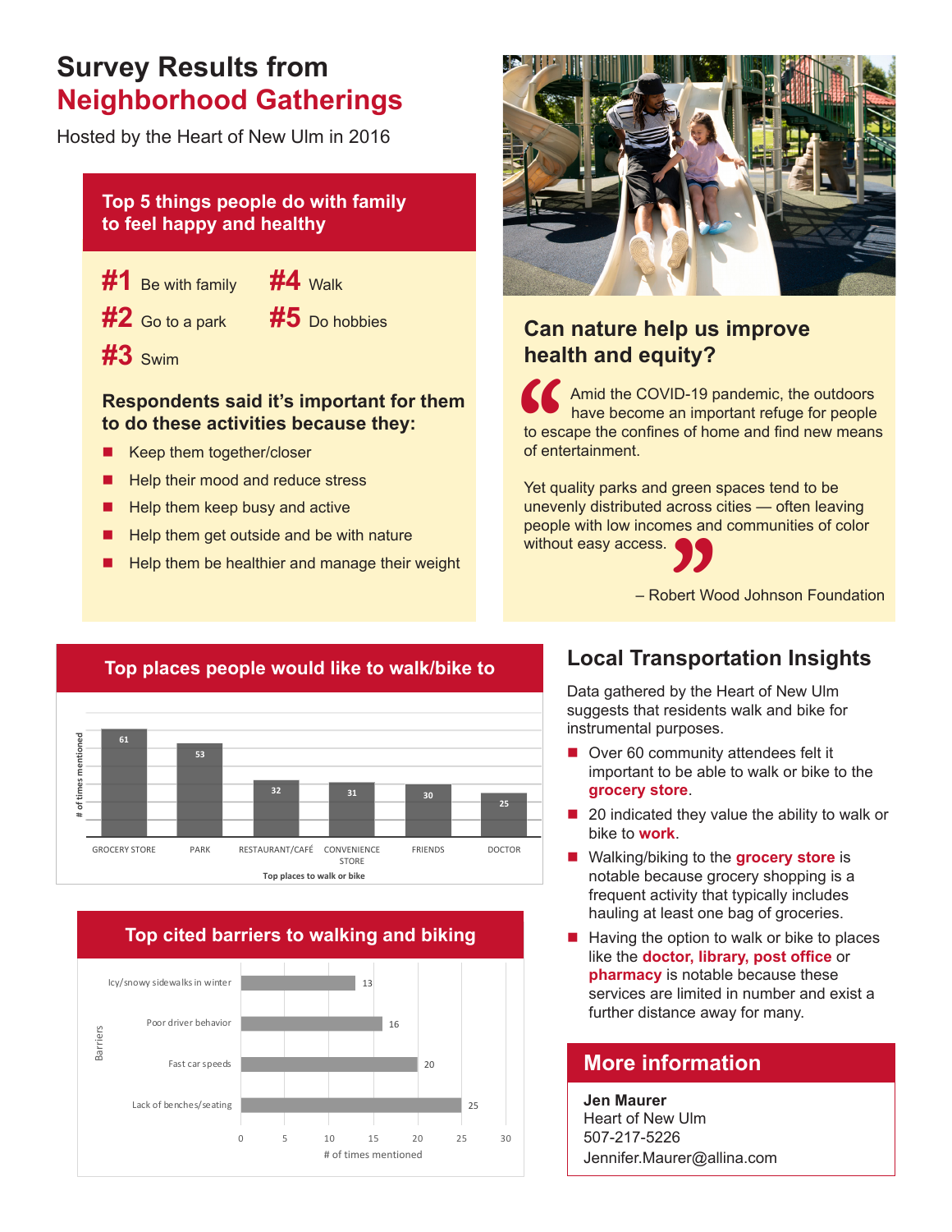# Survey Results from Neighborhood Gatherings

Hosted by the Heart of New Ulm in 2016

## Top 5 things people do with family to feel happy and healthy

**#1** Be with family

**#2** Go to a park

**#3** Swim

**#4** Walk

**#5** Do hobbies

### Respondents said it's important for them to do these activities because they:

- Keep them together/closer
- Help their mood and reduce stress
- Help them keep busy and active
- Help them get outside and be with nature
- Help them be healthier and manage their weight

## Can nature help us improve health and equity?

> "Amid the COVID-19 pandemic, the outdoors have become an important refuge for people to escape the confines of home and find new means of entertainment.
>
> Yet quality parks and green spaces tend to be unevenly distributed across cities — often leaving people with low incomes and communities of color without easy access."
>
> – Robert Wood Johnson Foundation

## Top places people would like to walk/bike to

\# of times mentioned

61
53
32
31
30
25

GROCERY STORE
PARK
RESTAURANT/CAFÉ
CONVENIENCE STORE
FRIENDS
DOCTOR

Top places to walk or bike

## Top cited barriers to walking and biking

Barriers

Icy/snowy sidewalks in winter 13
Poor driver behavior 16
Fast car speeds 20
Lack of benches/seating 25

0 5 10 15 20 25 30

\# of times mentioned

## Local Transportation Insights

Data gathered by the Heart of New Ulm suggests that residents walk and bike for instrumental purposes.

- Over 60 community attendees felt it important to be able to walk or bike to the **grocery store**.
- 20 indicated they value the ability to walk or bike to **work**.
- Walking/biking to the **grocery store** is notable because grocery shopping is a frequent activity that typically includes hauling at least one bag of groceries.
- Having the option to walk or bike to places like the **doctor, library, post office** or **pharmacy** is notable because these services are limited in number and exist a further distance away for many.

## More information

**Jen Maurer**
Heart of New Ulm
507-217-5226
Jennifer.Maurer@allina.com